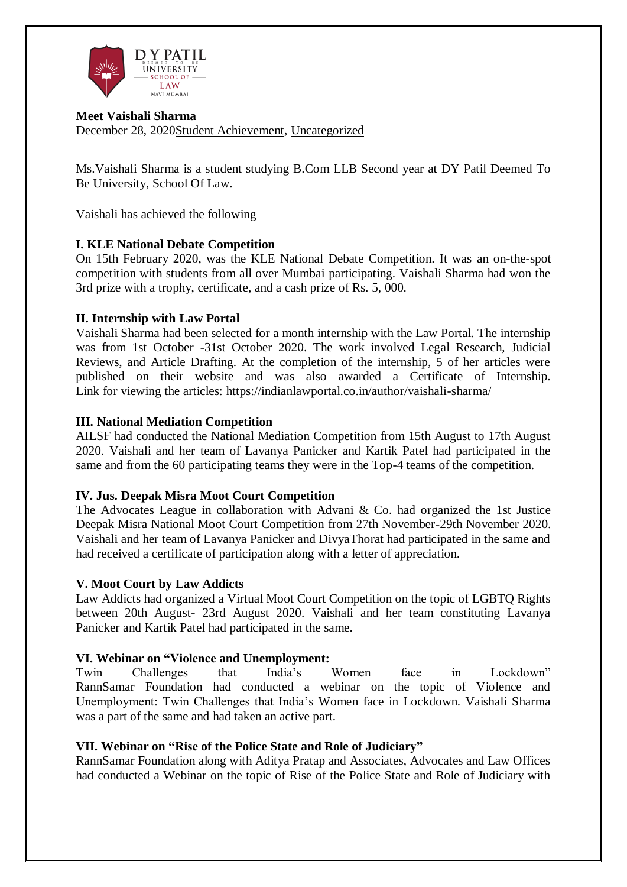**Meet Vaishali Sharma**

December 28, 2020Student Achievement, Uncategorized

Ms.Vaishali Sharma is a student studying B.Com LLB Second year at DY Patil Deemed To Be University, School Of Law.

Vaishali has achieved the following

**I. KLE National Debate Competition**

On 15th February 2020, was the KLE National Debate Competition. It was an on-the-spot competition with students from all over Mumbai participating. Vaishali Sharma had won the 3rd prize with a trophy, certificate, and a cash prize of Rs. 5, 000.

**II. Internship with Law Portal**

Vaishali Sharma had been selected for a month internship with the Law Portal. The internship was from 1st October -31st October 2020. The work involved Legal Research, Judicial Reviews, and Article Drafting. At the completion of the internship, 5 of her articles were published on their website and was also awarded a Certificate of Internship. Link for viewing the articles: https://indianlawportal.co.in/author/vaishali-sharma/

**III. National Mediation Competition**

AILSF had conducted the National Mediation Competition from 15th August to 17th August 2020. Vaishali and her team of Lavanya Panicker and Kartik Patel had participated in the same and from the 60 participating teams they were in the Top-4 teams of the competition.

**IV. Jus. Deepak Misra Moot Court Competition**

The Advocates League in collaboration with Advani & Co. had organized the 1st Justice Deepak Misra National Moot Court Competition from 27th November-29th November 2020. Vaishali and her team of Lavanya Panicker and DivyaThorat had participated in the same and had received a certificate of participation along with a letter of appreciation.

**V. Moot Court by Law Addicts**

Law Addicts had organized a Virtual Moot Court Competition on the topic of LGBTQ Rights between 20th August- 23rd August 2020. Vaishali and her team constituting Lavanya Panicker and Kartik Patel had participated in the same.

**VI. Webinar on "Violence and Unemployment:**

Twin Challenges that India's Women face in Lockdown"

RannSamar Foundation had conducted a webinar on the topic of Violence and Unemployment: Twin Challenges that India's Women face in Lockdown. Vaishali Sharma was a part of the same and had taken an active part.

**VII. Webinar on "Rise of the Police State and Role of Judiciary"**

RannSamar Foundation along with Aditya Pratap and Associates, Advocates and Law Offices had conducted a Webinar on the topic of Rise of the Police State and Role of Judiciary with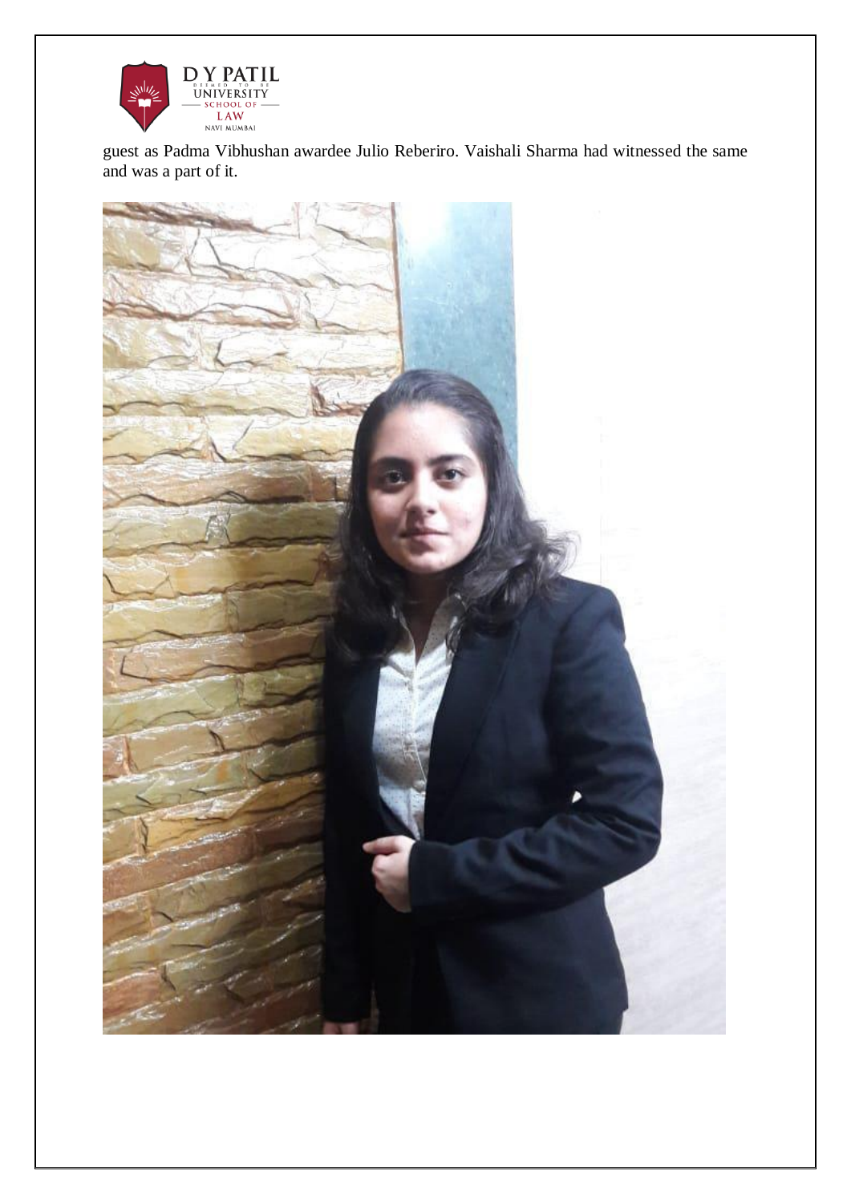guest as Padma Vibhushan awardee Julio Reberiro. Vaishali Sharma had witnessed the same and was a part of it.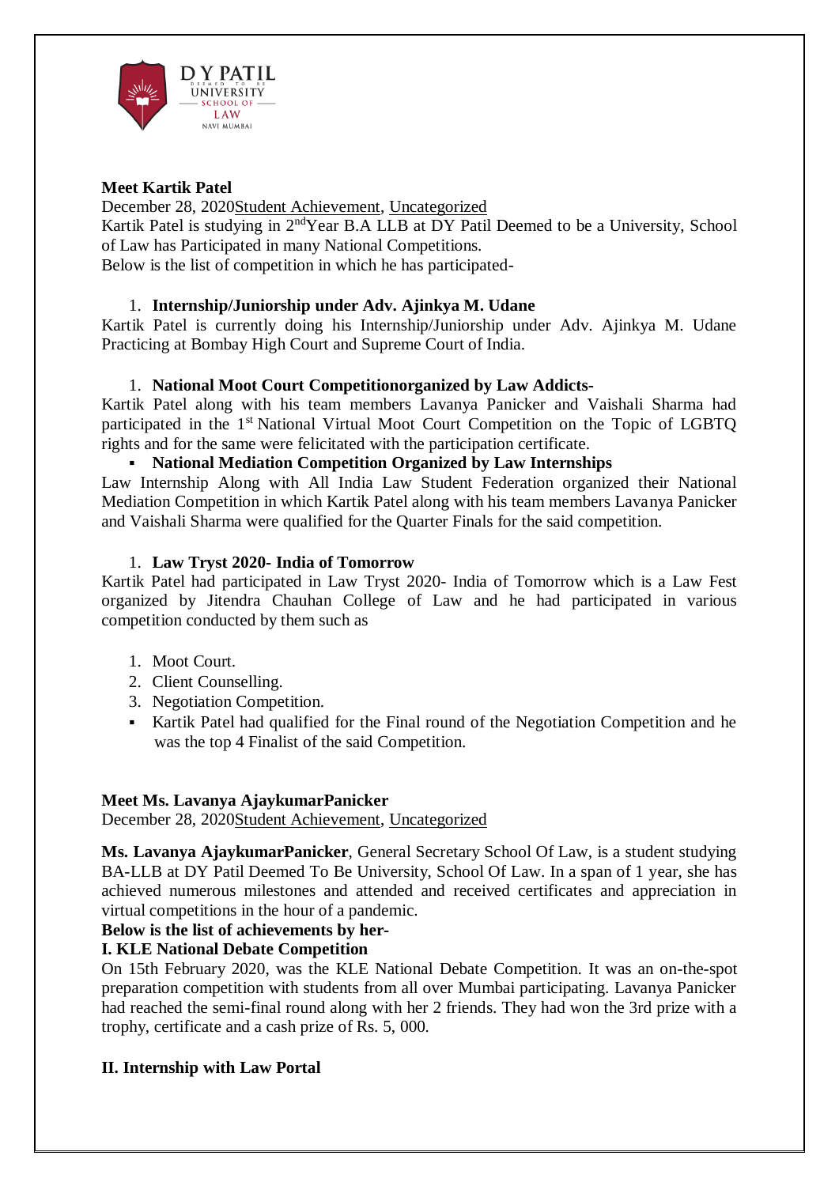**Meet Kartik Patel**

December 28, 2020Student Achievement, Uncategorized

Kartik Patel is studying in 2ndYear B.A LLB at DY Patil Deemed to be a University, School of Law has Participated in many National Competitions.

Below is the list of competition in which he has participated-

1. **Internship/Juniorship under Adv. Ajinkya M. Udane**

Kartik Patel is currently doing his Internship/Juniorship under Adv. Ajinkya M. Udane Practicing at Bombay High Court and Supreme Court of India.

1. **National Moot Court Competitionorganized by Law Addicts-**

Kartik Patel along with his team members Lavanya Panicker and Vaishali Sharma had participated in the 1st National Virtual Moot Court Competition on the Topic of LGBTQ rights and for the same were felicitated with the participation certificate.

- **National Mediation Competition Organized by Law Internships**

Law Internship Along with All India Law Student Federation organized their National Mediation Competition in which Kartik Patel along with his team members Lavanya Panicker and Vaishali Sharma were qualified for the Quarter Finals for the said competition.

1. **Law Tryst 2020- India of Tomorrow**

Kartik Patel had participated in Law Tryst 2020- India of Tomorrow which is a Law Fest organized by Jitendra Chauhan College of Law and he had participated in various competition conducted by them such as

1. Moot Court.
2. Client Counselling.
3. Negotiation Competition.

- Kartik Patel had qualified for the Final round of the Negotiation Competition and he was the top 4 Finalist of the said Competition.

**Meet Ms. Lavanya AjaykumarPanicker**

December 28, 2020Student Achievement, Uncategorized

**Ms. Lavanya AjaykumarPanicker**, General Secretary School Of Law, is a student studying BA-LLB at DY Patil Deemed To Be University, School Of Law. In a span of 1 year, she has achieved numerous milestones and attended and received certificates and appreciation in virtual competitions in the hour of a pandemic.

**Below is the list of achievements by her-**

**I. KLE National Debate Competition**

On 15th February 2020, was the KLE National Debate Competition. It was an on-the-spot preparation competition with students from all over Mumbai participating. Lavanya Panicker had reached the semi-final round along with her 2 friends. They had won the 3rd prize with a trophy, certificate and a cash prize of Rs. 5, 000.

**II. Internship with Law Portal**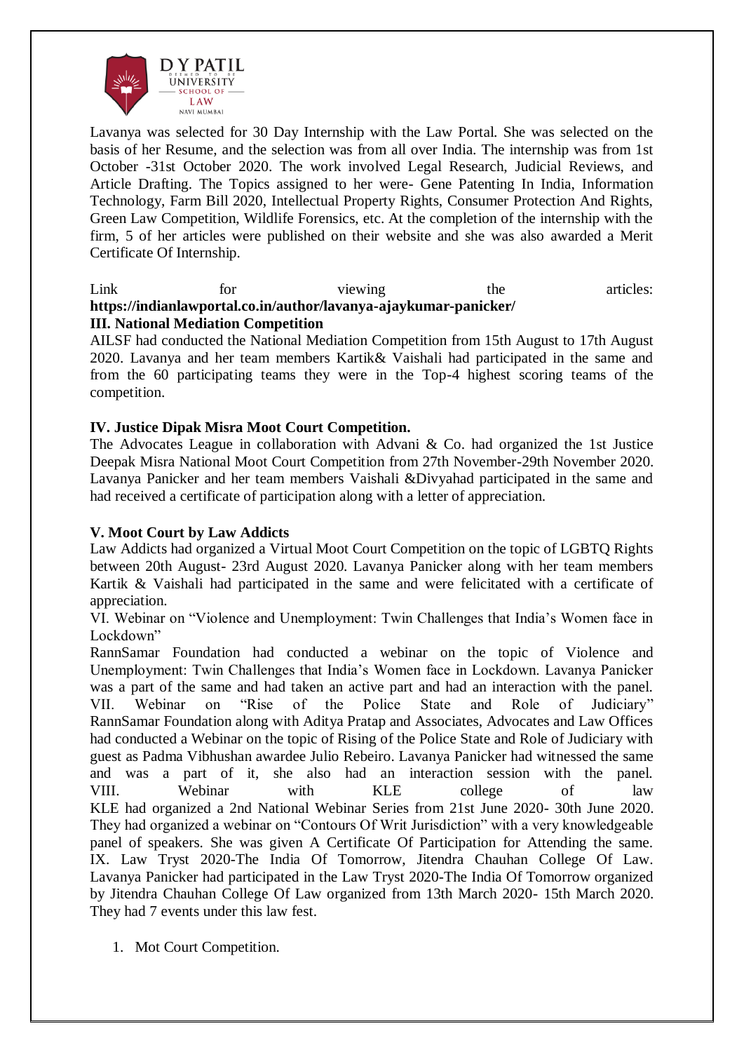Lavanya was selected for 30 Day Internship with the Law Portal. She was selected on the basis of her Resume, and the selection was from all over India. The internship was from 1st October -31st October 2020. The work involved Legal Research, Judicial Reviews, and Article Drafting. The Topics assigned to her were- Gene Patenting In India, Information Technology, Farm Bill 2020, Intellectual Property Rights, Consumer Protection And Rights, Green Law Competition, Wildlife Forensics, etc. At the completion of the internship with the firm, 5 of her articles were published on their website and she was also awarded a Merit Certificate Of Internship.

Link for viewing the articles: **https://indianlawportal.co.in/author/lavanya-ajaykumar-panicker/**

**III. National Mediation Competition**

AILSF had conducted the National Mediation Competition from 15th August to 17th August 2020. Lavanya and her team members Kartik& Vaishali had participated in the same and from the 60 participating teams they were in the Top-4 highest scoring teams of the competition.

**IV. Justice Dipak Misra Moot Court Competition.**

The Advocates League in collaboration with Advani & Co. had organized the 1st Justice Deepak Misra National Moot Court Competition from 27th November-29th November 2020. Lavanya Panicker and her team members Vaishali &Divyahad participated in the same and had received a certificate of participation along with a letter of appreciation.

**V. Moot Court by Law Addicts**

Law Addicts had organized a Virtual Moot Court Competition on the topic of LGBTQ Rights between 20th August- 23rd August 2020. Lavanya Panicker along with her team members Kartik & Vaishali had participated in the same and were felicitated with a certificate of appreciation.

VI. Webinar on "Violence and Unemployment: Twin Challenges that India's Women face in Lockdown"

RannSamar Foundation had conducted a webinar on the topic of Violence and Unemployment: Twin Challenges that India's Women face in Lockdown. Lavanya Panicker was a part of the same and had taken an active part and had an interaction with the panel.

VII. Webinar on "Rise of the Police State and Role of Judiciary"

RannSamar Foundation along with Aditya Pratap and Associates, Advocates and Law Offices had conducted a Webinar on the topic of Rising of the Police State and Role of Judiciary with guest as Padma Vibhushan awardee Julio Rebeiro. Lavanya Panicker had witnessed the same and was a part of it, she also had an interaction session with the panel.

VIII. Webinar with KLE college of law

KLE had organized a 2nd National Webinar Series from 21st June 2020- 30th June 2020. They had organized a webinar on "Contours Of Writ Jurisdiction" with a very knowledgeable panel of speakers. She was given A Certificate Of Participation for Attending the same.

IX. Law Tryst 2020-The India Of Tomorrow, Jitendra Chauhan College Of Law.

Lavanya Panicker had participated in the Law Tryst 2020-The India Of Tomorrow organized by Jitendra Chauhan College Of Law organized from 13th March 2020- 15th March 2020. They had 7 events under this law fest.

1. Mot Court Competition.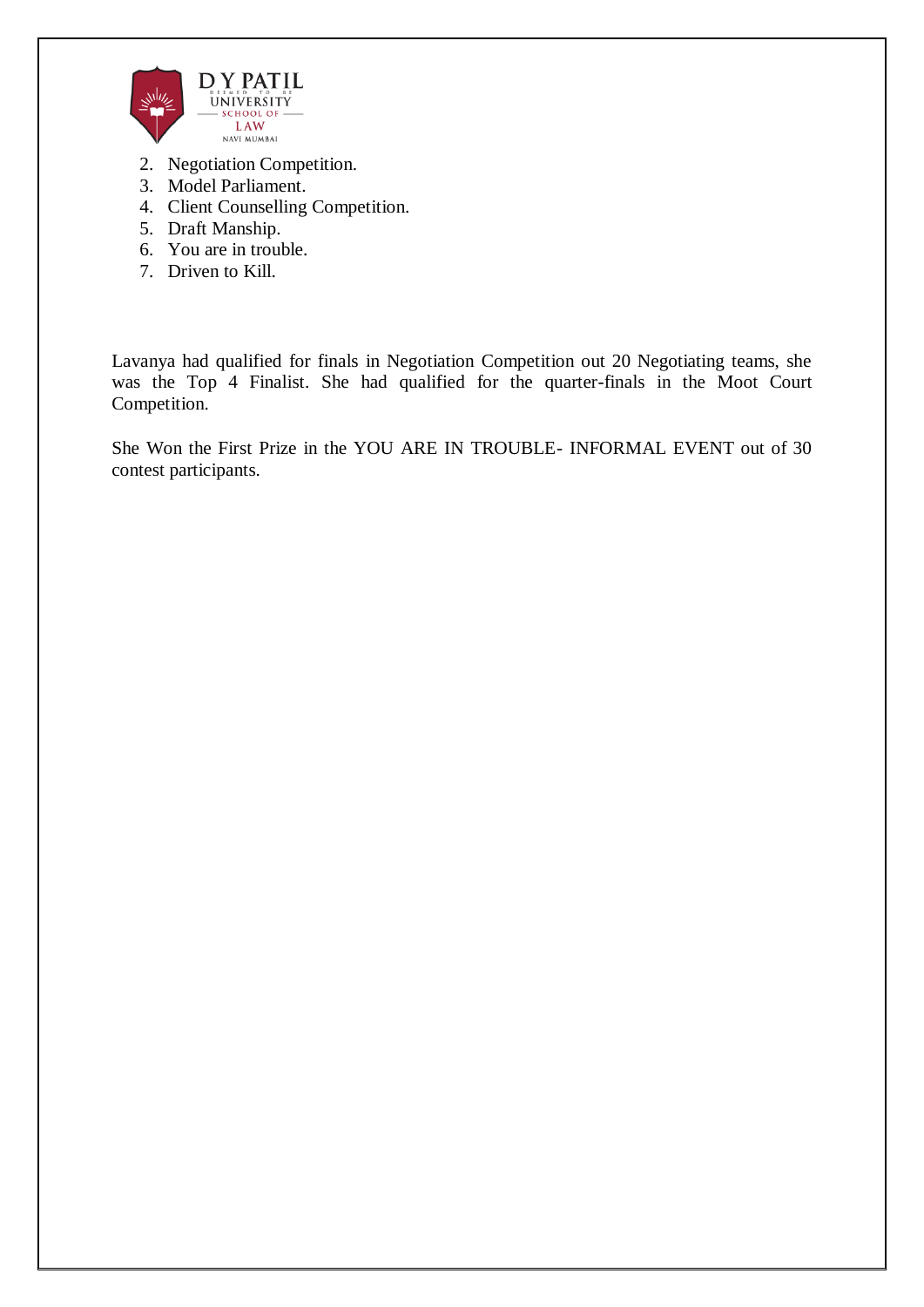2. Negotiation Competition.
3. Model Parliament.
4. Client Counselling Competition.
5. Draft Manship.
6. You are in trouble.
7. Driven to Kill.

Lavanya had qualified for finals in Negotiation Competition out 20 Negotiating teams, she was the Top 4 Finalist. She had qualified for the quarter-finals in the Moot Court Competition.

She Won the First Prize in the YOU ARE IN TROUBLE- INFORMAL EVENT out of 30 contest participants.